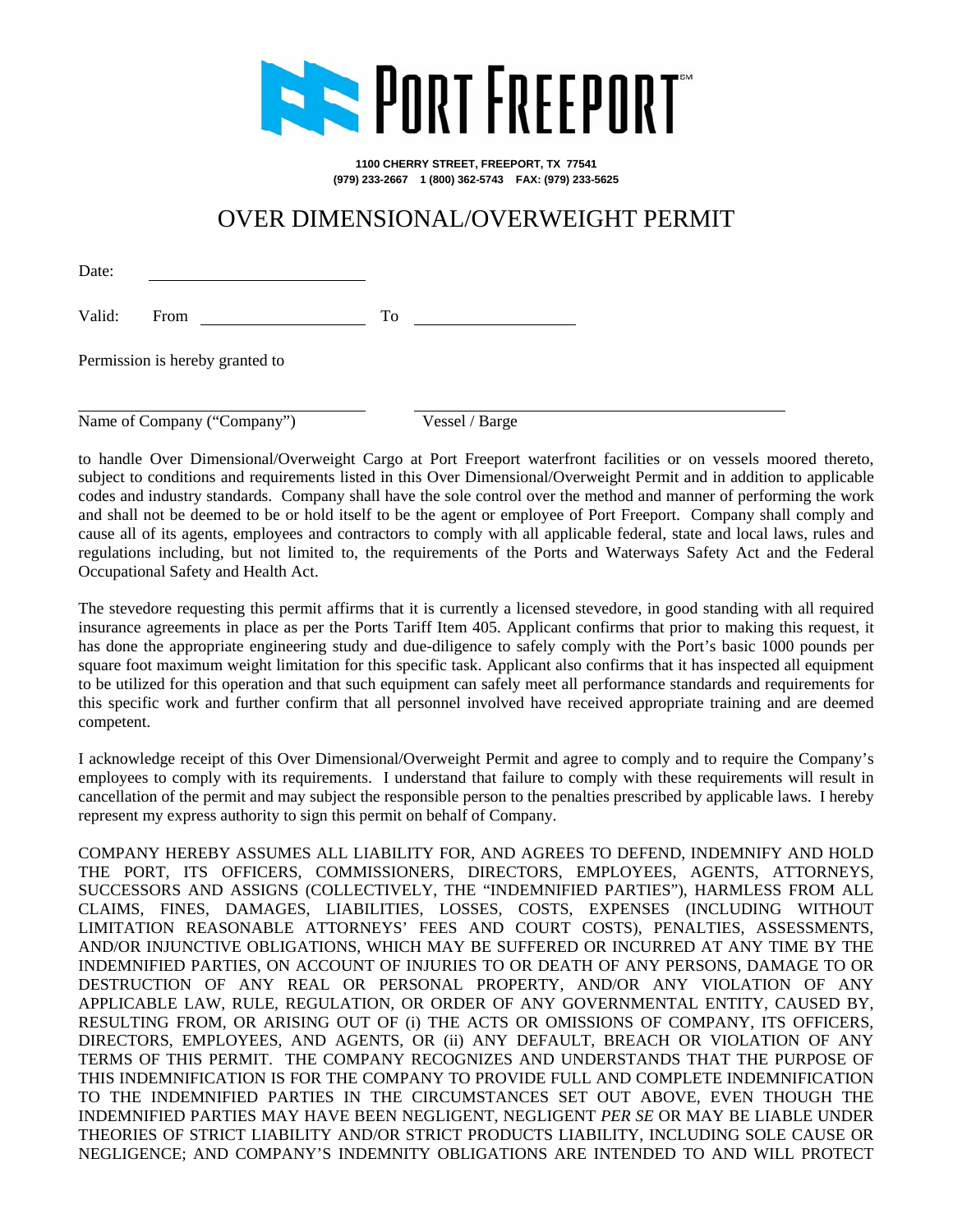# PORT FREEPORT

**1100 CHERRY STREET, FREEPORT, TX 77541**
**(979) 233-2667 1 (800) 362-5743 FAX: (979) 233-5625**

## OVER DIMENSIONAL/OVERWEIGHT PERMIT

Date: ____________________

Valid: From ____________________ To ____________________

Permission is hereby granted to

____________________ ____________________

Name of Company ("Company") Vessel / Barge

to handle Over Dimensional/Overweight Cargo at Port Freeport waterfront facilities or on vessels moored thereto, subject to conditions and requirements listed in this Over Dimensional/Overweight Permit and in addition to applicable codes and industry standards. Company shall have the sole control over the method and manner of performing the work and shall not be deemed to be or hold itself to be the agent or employee of Port Freeport. Company shall comply and cause all of its agents, employees and contractors to comply with all applicable federal, state and local laws, rules and regulations including, but not limited to, the requirements of the Ports and Waterways Safety Act and the Federal Occupational Safety and Health Act.

The stevedore requesting this permit affirms that it is currently a licensed stevedore, in good standing with all required insurance agreements in place as per the Ports Tariff Item 405. Applicant confirms that prior to making this request, it has done the appropriate engineering study and due-diligence to safely comply with the Port's basic 1000 pounds per square foot maximum weight limitation for this specific task. Applicant also confirms that it has inspected all equipment to be utilized for this operation and that such equipment can safely meet all performance standards and requirements for this specific work and further confirm that all personnel involved have received appropriate training and are deemed competent.

I acknowledge receipt of this Over Dimensional/Overweight Permit and agree to comply and to require the Company's employees to comply with its requirements. I understand that failure to comply with these requirements will result in cancellation of the permit and may subject the responsible person to the penalties prescribed by applicable laws. I hereby represent my express authority to sign this permit on behalf of Company.

COMPANY HEREBY ASSUMES ALL LIABILITY FOR, AND AGREES TO DEFEND, INDEMNIFY AND HOLD THE PORT, ITS OFFICERS, COMMISSIONERS, DIRECTORS, EMPLOYEES, AGENTS, ATTORNEYS, SUCCESSORS AND ASSIGNS (COLLECTIVELY, THE "INDEMNIFIED PARTIES"), HARMLESS FROM ALL CLAIMS, FINES, DAMAGES, LIABILITIES, LOSSES, COSTS, EXPENSES (INCLUDING WITHOUT LIMITATION REASONABLE ATTORNEYS' FEES AND COURT COSTS), PENALTIES, ASSESSMENTS, AND/OR INJUNCTIVE OBLIGATIONS, WHICH MAY BE SUFFERED OR INCURRED AT ANY TIME BY THE INDEMNIFIED PARTIES, ON ACCOUNT OF INJURIES TO OR DEATH OF ANY PERSONS, DAMAGE TO OR DESTRUCTION OF ANY REAL OR PERSONAL PROPERTY, AND/OR ANY VIOLATION OF ANY APPLICABLE LAW, RULE, REGULATION, OR ORDER OF ANY GOVERNMENTAL ENTITY, CAUSED BY, RESULTING FROM, OR ARISING OUT OF (i) THE ACTS OR OMISSIONS OF COMPANY, ITS OFFICERS, DIRECTORS, EMPLOYEES, AND AGENTS, OR (ii) ANY DEFAULT, BREACH OR VIOLATION OF ANY TERMS OF THIS PERMIT. THE COMPANY RECOGNIZES AND UNDERSTANDS THAT THE PURPOSE OF THIS INDEMNIFICATION IS FOR THE COMPANY TO PROVIDE FULL AND COMPLETE INDEMNIFICATION TO THE INDEMNIFIED PARTIES IN THE CIRCUMSTANCES SET OUT ABOVE, EVEN THOUGH THE INDEMNIFIED PARTIES MAY HAVE BEEN NEGLIGENT, NEGLIGENT *PER SE* OR MAY BE LIABLE UNDER THEORIES OF STRICT LIABILITY AND/OR STRICT PRODUCTS LIABILITY, INCLUDING SOLE CAUSE OR NEGLIGENCE; AND COMPANY'S INDEMNITY OBLIGATIONS ARE INTENDED TO AND WILL PROTECT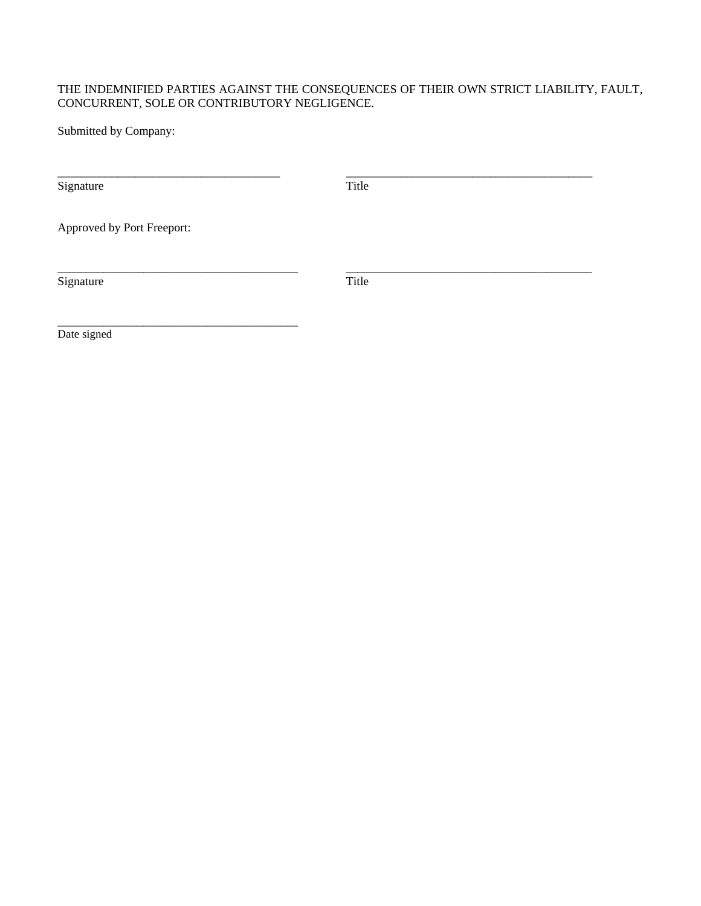THE INDEMNIFIED PARTIES AGAINST THE CONSEQUENCES OF THEIR OWN STRICT LIABILITY, FAULT, CONCURRENT, SOLE OR CONTRIBUTORY NEGLIGENCE.

Submitted by Company:

| | |
|---|---|
| ______________________________________ | ___________________________________________ |
| Signature | Title |

Approved by Port Freeport:

| | |
|---|---|
| _________________________________________ | ___________________________________________ |
| Signature | Title |

_________________________________________
Date signed